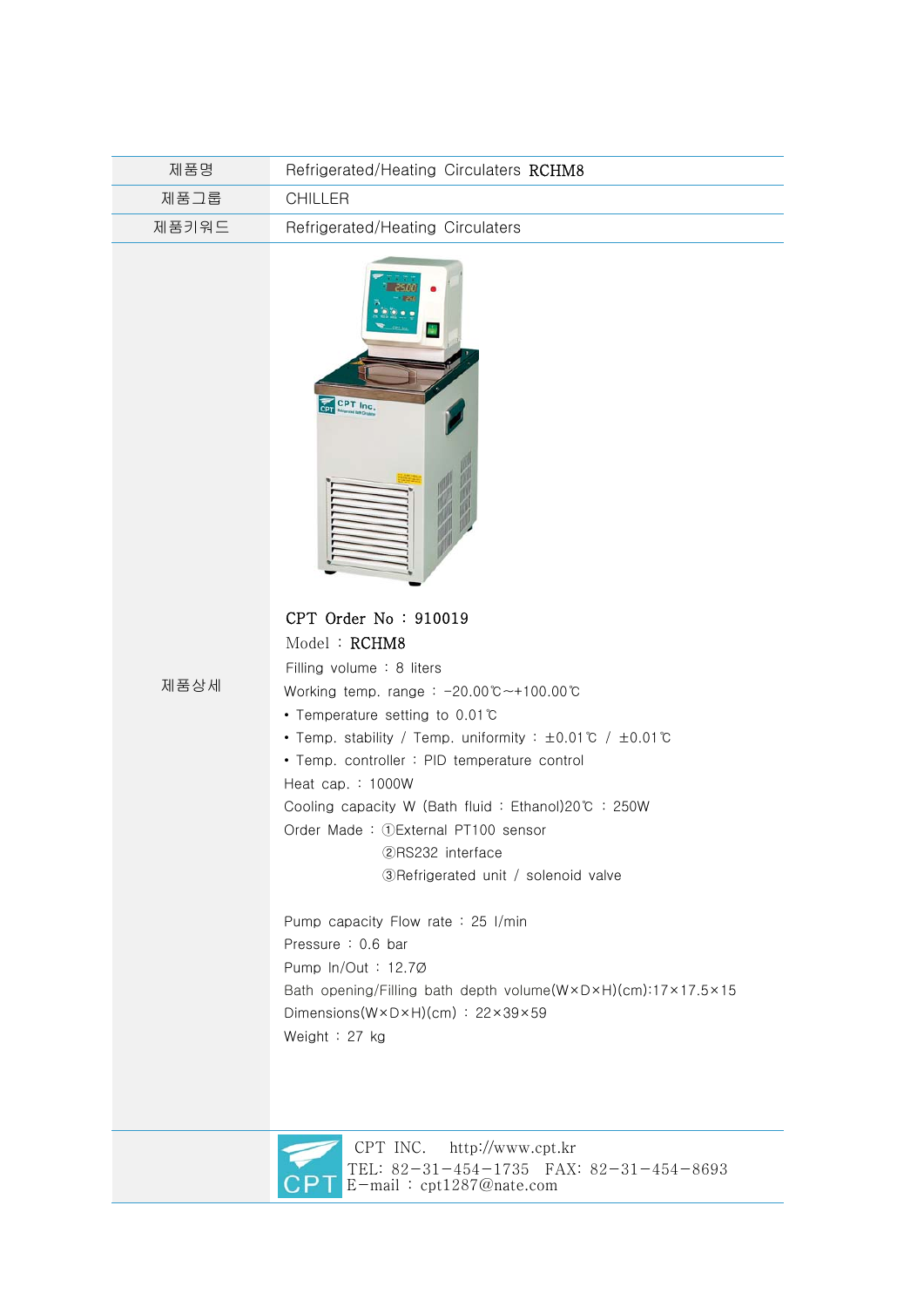| 제품명 | Refrigerated/Heating Circulaters RCHM8 |
| --- | --- |
| 제품그룹 | CHILLER |
| 제품키워드 | Refrigerated/Heating Circulaters |
| 제품상세 | CPT Order No : 910019<br>Model : RCHM8<br>Filling volume : 8 liters<br>Working temp. range : -20.00℃~+100.00℃<br>• Temperature setting to 0.01℃<br>• Temp. stability / Temp. uniformity : ±0.01℃ / ±0.01℃<br>• Temp. controller : PID temperature control<br>Heat cap. : 1000W<br>Cooling capacity W (Bath fluid : Ethanol)20℃ : 250W<br>Order Made : ①External PT100 sensor<br>②RS232 interface<br>③Refrigerated unit / solenoid valve<br><br>Pump capacity Flow rate : 25 l/min<br>Pressure : 0.6 bar<br>Pump In/Out : 12.7Ø<br>Bath opening/Filling bath depth volume(W×D×H)(cm):17×17.5×15<br>Dimensions(W×D×H)(cm) : 22×39×59<br>Weight : 27 kg |

CPT INC. http://www.cpt.kr
TEL: 82-31-454-1735 FAX: 82-31-454-8693
E-mail : cpt1287@nate.com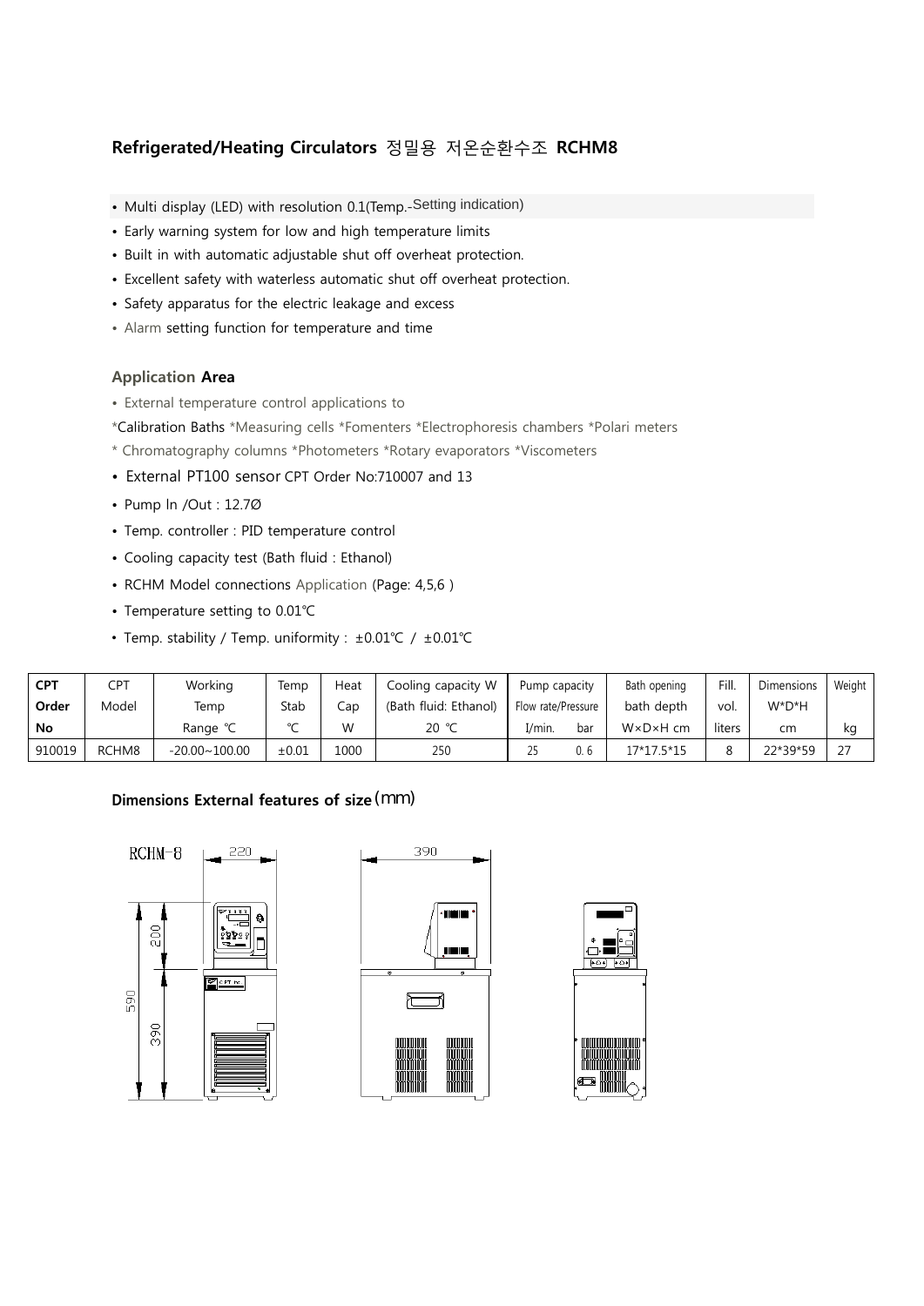## Refrigerated/Heating Circulators 정밀용 저온순환수조 RCHM8

- Multi display (LED) with resolution 0.1(Temp.-Setting indication)
- Early warning system for low and high temperature limits
- Built in with automatic adjustable shut off overheat protection.
- Excellent safety with waterless automatic shut off overheat protection.
- Safety apparatus for the electric leakage and excess
- Alarm setting function for temperature and time

### Application Area

- External temperature control applications to

*Calibration Baths *Measuring cells *Fomenters *Electrophoresis chambers *Polari meters

* Chromatography columns *Photometers *Rotary evaporators *Viscometers

- External PT100 sensor CPT Order No:710007 and 13
- Pump In /Out : 12.7Ø
- Temp. controller : PID temperature control
- Cooling capacity test (Bath fluid : Ethanol)
- RCHM Model connections Application (Page: 4,5,6 )
- Temperature setting to 0.01℃
- Temp. stability / Temp. uniformity : ±0.01℃ / ±0.01℃

| CPT Order No | CPT Model | Working Temp Range ℃ | Temp Stab ℃ | Heat Cap W | Cooling capacity W (Bath fluid: Ethanol) 20 ℃ | Pump capacity Flow rate/Pressure l/min. | bar | Bath opening bath depth W×D×H cm | Fill. vol. liters | Dimensions W*D*H cm | Weight kg |
|---|---|---|---|---|---|---|---|---|---|---|---|
| 910019 | RCHM8 | -20.00~100.00 | ±0.01 | 1000 | 250 | 25 | 0.6 | 17*17.5*15 | 8 | 22*39*59 | 27 |

### Dimensions External features of size (mm)

RCHM-8

220

200

590

390

390